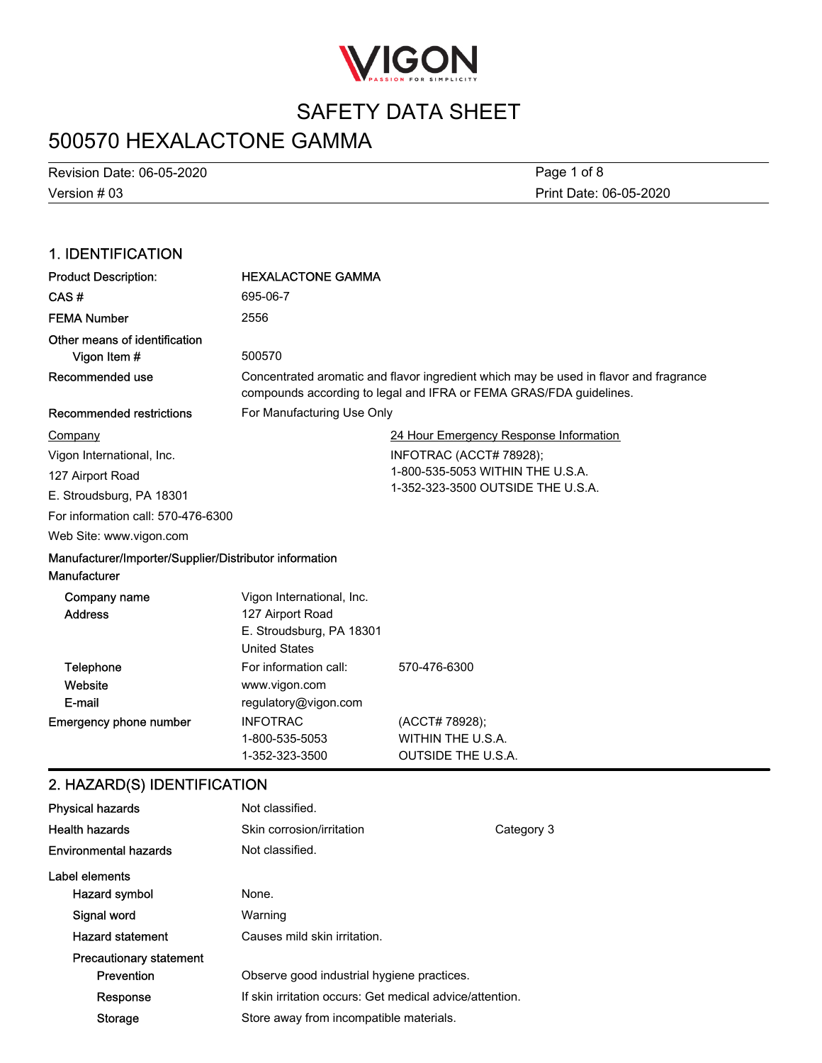# SAFETY DATA SHEET

# 500570 HEXALACTONE GAMMA

Revision Date: 06-05-2020

Version # 03

Print Date: 06-05-2020

## 1. IDENTIFICATION

| | |
|---|---|
| **Product Description:** | **HEXALACTONE GAMMA** |
| **CAS #** | 695-06-7 |
| **FEMA Number** | 2556 |
| **Other means of identification** | |
| **Vigon Item #** | 500570 |
| **Recommended use** | Concentrated aromatic and flavor ingredient which may be used in flavor and fragrance compounds according to legal and IFRA or FEMA GRAS/FDA guidelines. |
| **Recommended restrictions** | For Manufacturing Use Only |

<u>Company</u>

Vigon International, Inc.

127 Airport Road

E. Stroudsburg, PA 18301

For information call: 570-476-6300

Web Site: www.vigon.com

<u>24 Hour Emergency Response Information</u>

INFOTRAC (ACCT# 78928);

1-800-535-5053 WITHIN THE U.S.A.

1-352-323-3500 OUTSIDE THE U.S.A.

**Manufacturer/Importer/Supplier/Distributor information**

**Manufacturer**

| | | |
|---|---|---|
| **Company name** | Vigon International, Inc. | |
| **Address** | 127 Airport Road<br>E. Stroudsburg, PA 18301<br>United States | |
| **Telephone** | For information call: | 570-476-6300 |
| **Website** | www.vigon.com | |
| **E-mail** | regulatory@vigon.com | |
| **Emergency phone number** | INFOTRAC<br>1-800-535-5053<br>1-352-323-3500 | (ACCT# 78928);<br>WITHIN THE U.S.A.<br>OUTSIDE THE U.S.A. |

## 2. HAZARD(S) IDENTIFICATION

| | | |
|---|---|---|
| **Physical hazards** | Not classified. | |
| **Health hazards** | Skin corrosion/irritation | Category 3 |
| **Environmental hazards** | Not classified. | |

**Label elements**

| | |
|---|---|
| **Hazard symbol** | None. |
| **Signal word** | Warning |
| **Hazard statement** | Causes mild skin irritation. |
| **Precautionary statement** | |
| **Prevention** | Observe good industrial hygiene practices. |
| **Response** | If skin irritation occurs: Get medical advice/attention. |
| **Storage** | Store away from incompatible materials. |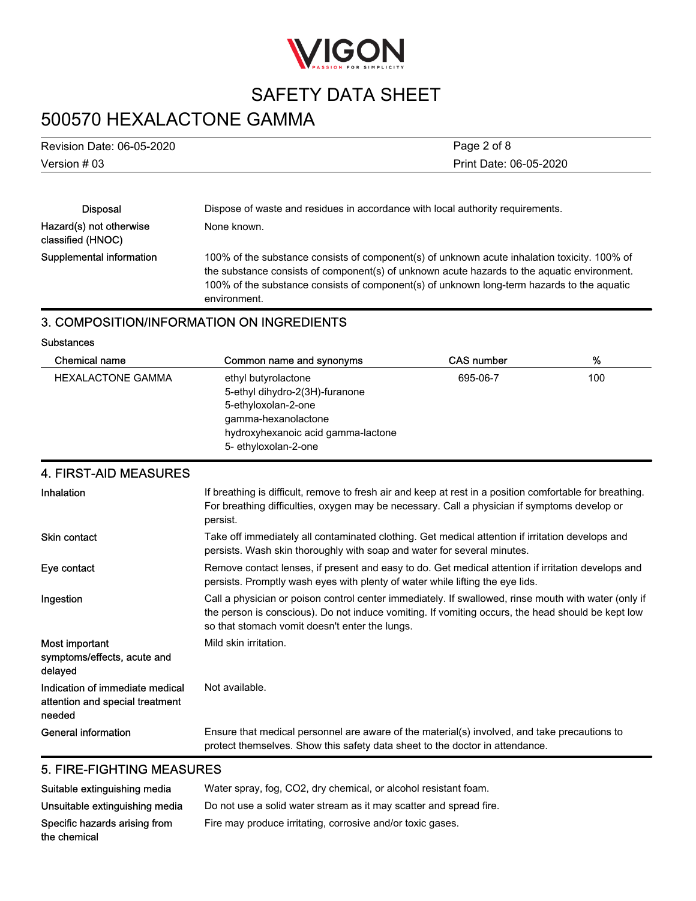| | |
|---|---|
| Disposal | Dispose of waste and residues in accordance with local authority requirements. |
| Hazard(s) not otherwise classified (HNOC) | None known. |
| Supplemental information | 100% of the substance consists of component(s) of unknown acute inhalation toxicity. 100% of the substance consists of component(s) of unknown acute hazards to the aquatic environment. 100% of the substance consists of component(s) of unknown long-term hazards to the aquatic environment. |

## 3. COMPOSITION/INFORMATION ON INGREDIENTS

**Substances**

| Chemical name | Common name and synonyms | CAS number | % |
|---|---|---|---|
| HEXALACTONE GAMMA | ethyl butyrolactone<br>5-ethyl dihydro-2(3H)-furanone<br>5-ethyloxolan-2-one<br>gamma-hexanolactone<br>hydroxyhexanoic acid gamma-lactone<br>5- ethyloxolan-2-one | 695-06-7 | 100 |

## 4. FIRST-AID MEASURES

| | |
|---|---|
| Inhalation | If breathing is difficult, remove to fresh air and keep at rest in a position comfortable for breathing. For breathing difficulties, oxygen may be necessary. Call a physician if symptoms develop or persist. |
| Skin contact | Take off immediately all contaminated clothing. Get medical attention if irritation develops and persists. Wash skin thoroughly with soap and water for several minutes. |
| Eye contact | Remove contact lenses, if present and easy to do. Get medical attention if irritation develops and persists. Promptly wash eyes with plenty of water while lifting the eye lids. |
| Ingestion | Call a physician or poison control center immediately. If swallowed, rinse mouth with water (only if the person is conscious). Do not induce vomiting. If vomiting occurs, the head should be kept low so that stomach vomit doesn't enter the lungs. |
| Most important symptoms/effects, acute and delayed | Mild skin irritation. |
| Indication of immediate medical attention and special treatment needed | Not available. |
| General information | Ensure that medical personnel are aware of the material(s) involved, and take precautions to protect themselves. Show this safety data sheet to the doctor in attendance. |

## 5. FIRE-FIGHTING MEASURES

| | |
|---|---|
| Suitable extinguishing media | Water spray, fog, CO2, dry chemical, or alcohol resistant foam. |
| Unsuitable extinguishing media | Do not use a solid water stream as it may scatter and spread fire. |
| Specific hazards arising from the chemical | Fire may produce irritating, corrosive and/or toxic gases. |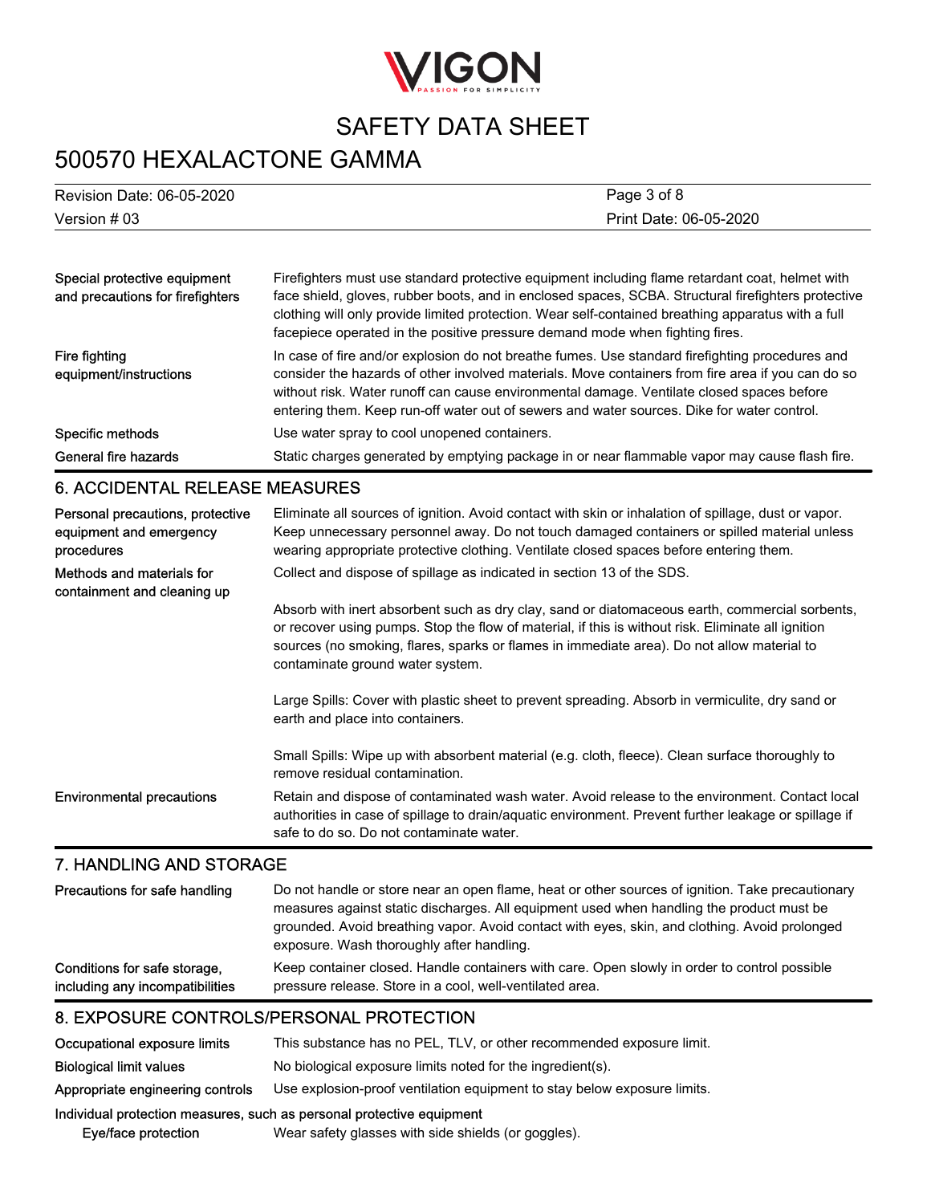| | |
|---|---|
| Special protective equipment and precautions for firefighters | Firefighters must use standard protective equipment including flame retardant coat, helmet with face shield, gloves, rubber boots, and in enclosed spaces, SCBA. Structural firefighters protective clothing will only provide limited protection. Wear self-contained breathing apparatus with a full facepiece operated in the positive pressure demand mode when fighting fires. |
| Fire fighting equipment/instructions | In case of fire and/or explosion do not breathe fumes. Use standard firefighting procedures and consider the hazards of other involved materials. Move containers from fire area if you can do so without risk. Water runoff can cause environmental damage. Ventilate closed spaces before entering them. Keep run-off water out of sewers and water sources. Dike for water control. |
| Specific methods | Use water spray to cool unopened containers. |
| General fire hazards | Static charges generated by emptying package in or near flammable vapor may cause flash fire. |

## 6. ACCIDENTAL RELEASE MEASURES

**Personal precautions, protective equipment and emergency procedures**

Eliminate all sources of ignition. Avoid contact with skin or inhalation of spillage, dust or vapor. Keep unnecessary personnel away. Do not touch damaged containers or spilled material unless wearing appropriate protective clothing. Ventilate closed spaces before entering them.

**Methods and materials for containment and cleaning up**

Collect and dispose of spillage as indicated in section 13 of the SDS.

Absorb with inert absorbent such as dry clay, sand or diatomaceous earth, commercial sorbents, or recover using pumps. Stop the flow of material, if this is without risk. Eliminate all ignition sources (no smoking, flares, sparks or flames in immediate area). Do not allow material to contaminate ground water system.

Large Spills: Cover with plastic sheet to prevent spreading. Absorb in vermiculite, dry sand or earth and place into containers.

Small Spills: Wipe up with absorbent material (e.g. cloth, fleece). Clean surface thoroughly to remove residual contamination.

**Environmental precautions**

Retain and dispose of contaminated wash water. Avoid release to the environment. Contact local authorities in case of spillage to drain/aquatic environment. Prevent further leakage or spillage if safe to do so. Do not contaminate water.

## 7. HANDLING AND STORAGE

**Precautions for safe handling**

Do not handle or store near an open flame, heat or other sources of ignition. Take precautionary measures against static discharges. All equipment used when handling the product must be grounded. Avoid breathing vapor. Avoid contact with eyes, skin, and clothing. Avoid prolonged exposure. Wash thoroughly after handling.

**Conditions for safe storage, including any incompatibilities**

Keep container closed. Handle containers with care. Open slowly in order to control possible pressure release. Store in a cool, well-ventilated area.

## 8. EXPOSURE CONTROLS/PERSONAL PROTECTION

| | |
|---|---|
| Occupational exposure limits | This substance has no PEL, TLV, or other recommended exposure limit. |
| Biological limit values | No biological exposure limits noted for the ingredient(s). |
| Appropriate engineering controls | Use explosion-proof ventilation equipment to stay below exposure limits. |

**Individual protection measures, such as personal protective equipment**

| | |
|---|---|
| Eye/face protection | Wear safety glasses with side shields (or goggles). |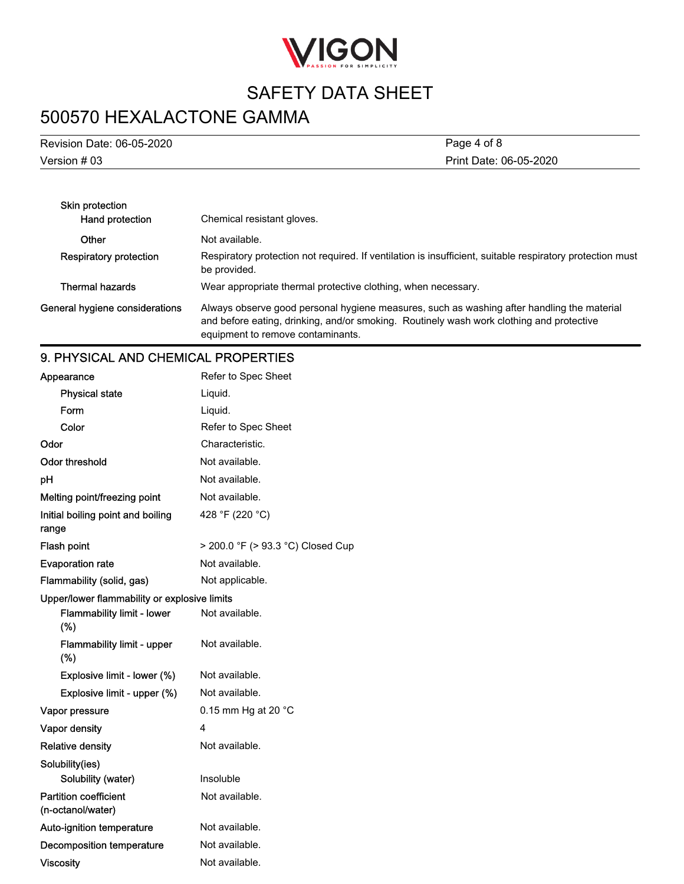| | |
|---|---|
| **Skin protection** | |
| **Hand protection** | Chemical resistant gloves. |
| **Other** | Not available. |
| **Respiratory protection** | Respiratory protection not required. If ventilation is insufficient, suitable respiratory protection must be provided. |
| **Thermal hazards** | Wear appropriate thermal protective clothing, when necessary. |
| **General hygiene considerations** | Always observe good personal hygiene measures, such as washing after handling the material and before eating, drinking, and/or smoking. Routinely wash work clothing and protective equipment to remove contaminants. |

## 9. PHYSICAL AND CHEMICAL PROPERTIES

| | |
|---|---|
| **Appearance** | Refer to Spec Sheet |
| **Physical state** | Liquid. |
| **Form** | Liquid. |
| **Color** | Refer to Spec Sheet |
| **Odor** | Characteristic. |
| **Odor threshold** | Not available. |
| **pH** | Not available. |
| **Melting point/freezing point** | Not available. |
| **Initial boiling point and boiling range** | 428 °F (220 °C) |
| **Flash point** | > 200.0 °F (> 93.3 °C) Closed Cup |
| **Evaporation rate** | Not available. |
| **Flammability (solid, gas)** | Not applicable. |
| **Upper/lower flammability or explosive limits** | |
| **Flammability limit - lower (%)** | Not available. |
| **Flammability limit - upper (%)** | Not available. |
| **Explosive limit - lower (%)** | Not available. |
| **Explosive limit - upper (%)** | Not available. |
| **Vapor pressure** | 0.15 mm Hg at 20 °C |
| **Vapor density** | 4 |
| **Relative density** | Not available. |
| **Solubility(ies)** | |
| **Solubility (water)** | Insoluble |
| **Partition coefficient (n-octanol/water)** | Not available. |
| **Auto-ignition temperature** | Not available. |
| **Decomposition temperature** | Not available. |
| **Viscosity** | Not available. |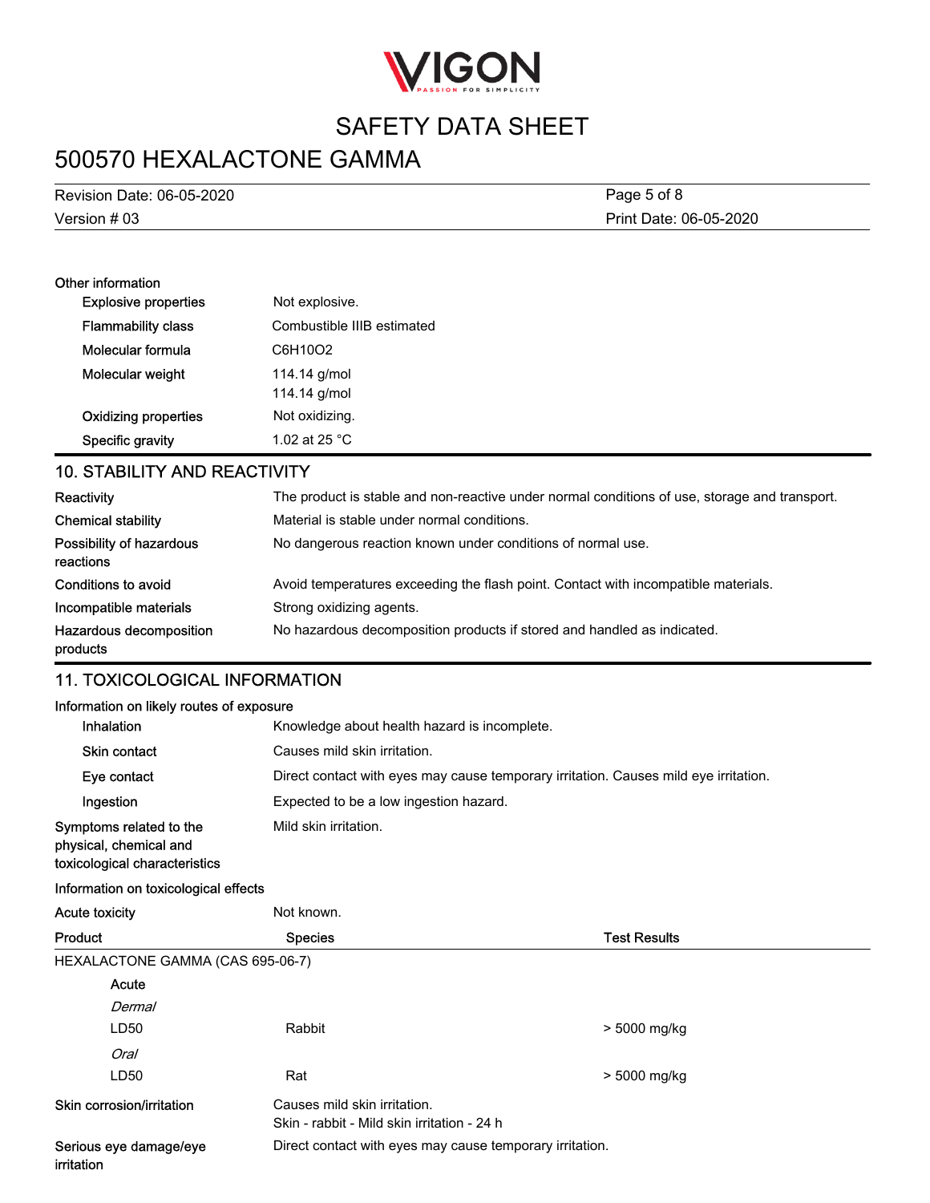**Other information**

| | |
|---|---|
| Explosive properties | Not explosive. |
| Flammability class | Combustible IIIB estimated |
| Molecular formula | C6H10O2 |
| Molecular weight | 114.14 g/mol<br>114.14 g/mol |
| Oxidizing properties | Not oxidizing. |
| Specific gravity | 1.02 at 25 °C |

## 10. STABILITY AND REACTIVITY

| | |
|---|---|
| Reactivity | The product is stable and non-reactive under normal conditions of use, storage and transport. |
| Chemical stability | Material is stable under normal conditions. |
| Possibility of hazardous reactions | No dangerous reaction known under conditions of normal use. |
| Conditions to avoid | Avoid temperatures exceeding the flash point. Contact with incompatible materials. |
| Incompatible materials | Strong oxidizing agents. |
| Hazardous decomposition products | No hazardous decomposition products if stored and handled as indicated. |

## 11. TOXICOLOGICAL INFORMATION

**Information on likely routes of exposure**

| | |
|---|---|
| Inhalation | Knowledge about health hazard is incomplete. |
| Skin contact | Causes mild skin irritation. |
| Eye contact | Direct contact with eyes may cause temporary irritation. Causes mild eye irritation. |
| Ingestion | Expected to be a low ingestion hazard. |
| Symptoms related to the physical, chemical and toxicological characteristics | Mild skin irritation. |

**Information on toxicological effects**

**Acute toxicity** Not known.

| Product | Species | Test Results |
|---|---|---|
| HEXALACTONE GAMMA (CAS 695-06-7) | | |
| **Acute** | | |
| *Dermal* | | |
| LD50 | Rabbit | > 5000 mg/kg |
| *Oral* | | |
| LD50 | Rat | > 5000 mg/kg |

| | |
|---|---|
| Skin corrosion/irritation | Causes mild skin irritation.<br>Skin - rabbit - Mild skin irritation - 24 h |
| Serious eye damage/eye irritation | Direct contact with eyes may cause temporary irritation. |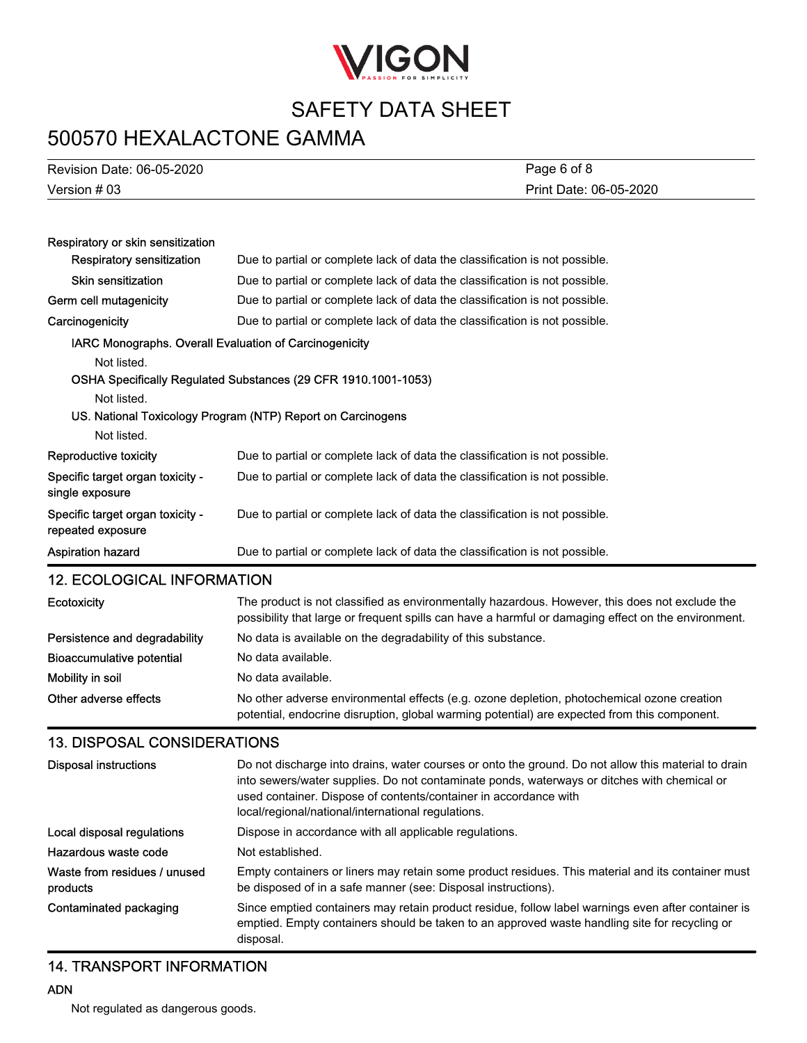Respiratory or skin sensitization

| | |
|---|---|
| Respiratory sensitization | Due to partial or complete lack of data the classification is not possible. |
| Skin sensitization | Due to partial or complete lack of data the classification is not possible. |
| Germ cell mutagenicity | Due to partial or complete lack of data the classification is not possible. |
| Carcinogenicity | Due to partial or complete lack of data the classification is not possible. |

IARC Monographs. Overall Evaluation of Carcinogenicity

Not listed.

OSHA Specifically Regulated Substances (29 CFR 1910.1001-1053)

Not listed.

US. National Toxicology Program (NTP) Report on Carcinogens

Not listed.

| | |
|---|---|
| Reproductive toxicity | Due to partial or complete lack of data the classification is not possible. |
| Specific target organ toxicity - single exposure | Due to partial or complete lack of data the classification is not possible. |
| Specific target organ toxicity - repeated exposure | Due to partial or complete lack of data the classification is not possible. |
| Aspiration hazard | Due to partial or complete lack of data the classification is not possible. |

## 12. ECOLOGICAL INFORMATION

| | |
|---|---|
| Ecotoxicity | The product is not classified as environmentally hazardous. However, this does not exclude the possibility that large or frequent spills can have a harmful or damaging effect on the environment. |
| Persistence and degradability | No data is available on the degradability of this substance. |
| Bioaccumulative potential | No data available. |
| Mobility in soil | No data available. |
| Other adverse effects | No other adverse environmental effects (e.g. ozone depletion, photochemical ozone creation potential, endocrine disruption, global warming potential) are expected from this component. |

## 13. DISPOSAL CONSIDERATIONS

| | |
|---|---|
| Disposal instructions | Do not discharge into drains, water courses or onto the ground. Do not allow this material to drain into sewers/water supplies. Do not contaminate ponds, waterways or ditches with chemical or used container. Dispose of contents/container in accordance with local/regional/national/international regulations. |
| Local disposal regulations | Dispose in accordance with all applicable regulations. |
| Hazardous waste code | Not established. |
| Waste from residues / unused products | Empty containers or liners may retain some product residues. This material and its container must be disposed of in a safe manner (see: Disposal instructions). |
| Contaminated packaging | Since emptied containers may retain product residue, follow label warnings even after container is emptied. Empty containers should be taken to an approved waste handling site for recycling or disposal. |

## 14. TRANSPORT INFORMATION

**ADN**

Not regulated as dangerous goods.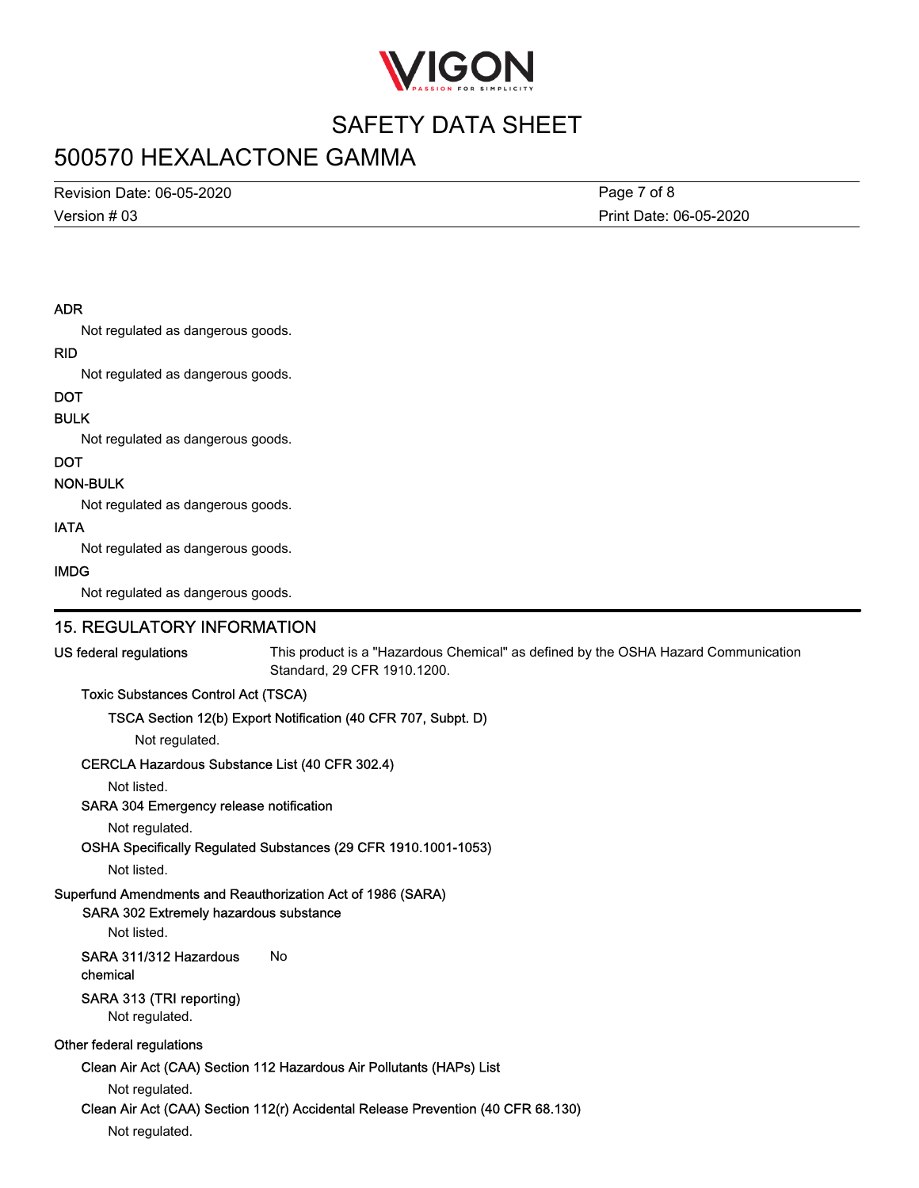**ADR**

Not regulated as dangerous goods.

**RID**

Not regulated as dangerous goods.

**DOT**

**BULK**

Not regulated as dangerous goods.

**DOT**

**NON-BULK**

Not regulated as dangerous goods.

**IATA**

Not regulated as dangerous goods.

**IMDG**

Not regulated as dangerous goods.

## 15. REGULATORY INFORMATION

**US federal regulations** This product is a "Hazardous Chemical" as defined by the OSHA Hazard Communication Standard, 29 CFR 1910.1200.

**Toxic Substances Control Act (TSCA)**

**TSCA Section 12(b) Export Notification (40 CFR 707, Subpt. D)**

Not regulated.

**CERCLA Hazardous Substance List (40 CFR 302.4)**

Not listed.

**SARA 304 Emergency release notification**

Not regulated.

**OSHA Specifically Regulated Substances (29 CFR 1910.1001-1053)**

Not listed.

**Superfund Amendments and Reauthorization Act of 1986 (SARA)**

**SARA 302 Extremely hazardous substance**

Not listed.

**SARA 311/312 Hazardous chemical** No

**SARA 313 (TRI reporting)**

Not regulated.

**Other federal regulations**

**Clean Air Act (CAA) Section 112 Hazardous Air Pollutants (HAPs) List**

Not regulated.

**Clean Air Act (CAA) Section 112(r) Accidental Release Prevention (40 CFR 68.130)**

Not regulated.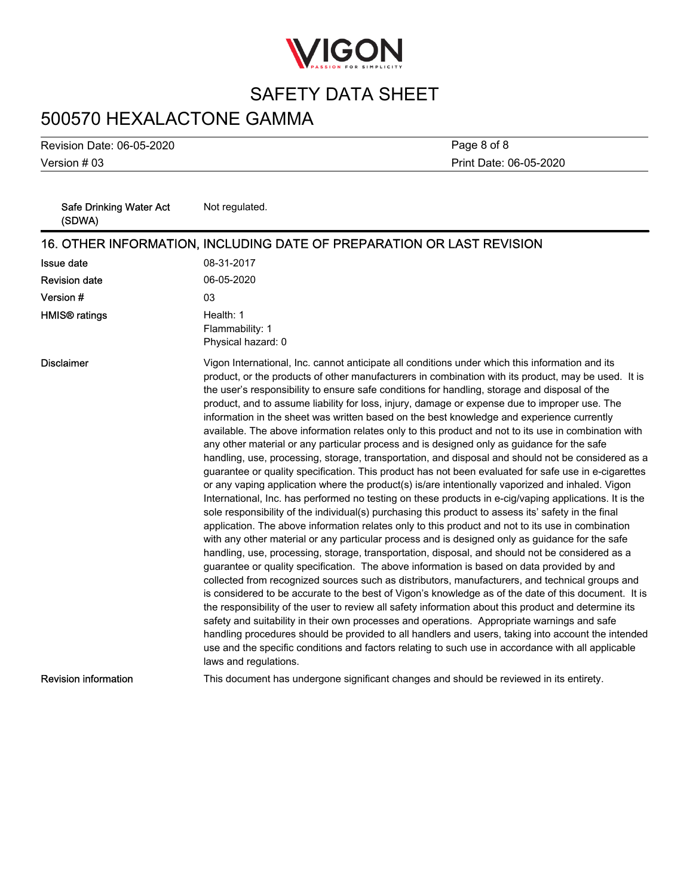| | |
|---|---|
| Safe Drinking Water Act (SDWA) | Not regulated. |

## 16. OTHER INFORMATION, INCLUDING DATE OF PREPARATION OR LAST REVISION

| | |
|---|---|
| Issue date | 08-31-2017 |
| Revision date | 06-05-2020 |
| Version # | 03 |
| HMIS® ratings | Health: 1<br>Flammability: 1<br>Physical hazard: 0 |
| Disclaimer | Vigon International, Inc. cannot anticipate all conditions under which this information and its product, or the products of other manufacturers in combination with its product, may be used. It is the user's responsibility to ensure safe conditions for handling, storage and disposal of the product, and to assume liability for loss, injury, damage or expense due to improper use. The information in the sheet was written based on the best knowledge and experience currently available. The above information relates only to this product and not to its use in combination with any other material or any particular process and is designed only as guidance for the safe handling, use, processing, storage, transportation, and disposal and should not be considered as a guarantee or quality specification. This product has not been evaluated for safe use in e-cigarettes or any vaping application where the product(s) is/are intentionally vaporized and inhaled. Vigon International, Inc. has performed no testing on these products in e-cig/vaping applications. It is the sole responsibility of the individual(s) purchasing this product to assess its' safety in the final application. The above information relates only to this product and not to its use in combination with any other material or any particular process and is designed only as guidance for the safe handling, use, processing, storage, transportation, disposal, and should not be considered as a guarantee or quality specification. The above information is based on data provided by and collected from recognized sources such as distributors, manufacturers, and technical groups and is considered to be accurate to the best of Vigon's knowledge as of the date of this document. It is the responsibility of the user to review all safety information about this product and determine its safety and suitability in their own processes and operations. Appropriate warnings and safe handling procedures should be provided to all handlers and users, taking into account the intended use and the specific conditions and factors relating to such use in accordance with all applicable laws and regulations. |
| Revision information | This document has undergone significant changes and should be reviewed in its entirety. |